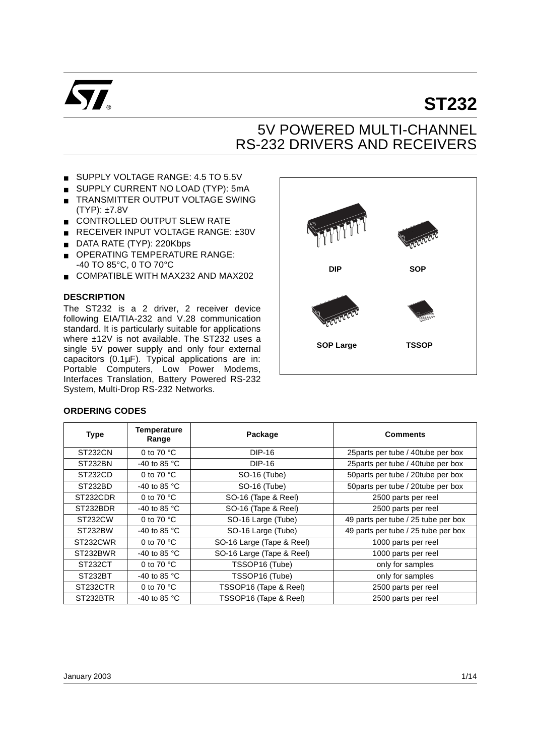# ST232

## 5V POWERED MULTI-CHANNEL RS-232 DRIVERS AND RECEIVERS

- SUPPLY VOLTAGE RANGE: 4.5 TO 5.5V
- SUPPLY CURRENT NO LOAD (TYP): 5mA
- TRANSMITTER OUTPUT VOLTAGE SWING (TYP): ±7.8V
- CONTROLLED OUTPUT SLEW RATE
- RECEIVER INPUT VOLTAGE RANGE: ±30V
- DATA RATE (TYP): 220Kbps
- OPERATING TEMPERATURE RANGE: -40 TO 85°C, 0 TO 70°C
- COMPATIBLE WITH MAX232 AND MAX202

DIP SOP SOP Large TSSOP

### DESCRIPTION

The ST232 is a 2 driver, 2 receiver device following EIA/TIA-232 and V.28 communication standard. It is particularly suitable for applications where ±12V is not available. The ST232 uses a single 5V power supply and only four external capacitors (0.1µF). Typical applications are in: Portable Computers, Low Power Modems, Interfaces Translation, Battery Powered RS-232 System, Multi-Drop RS-232 Networks.

### ORDERING CODES

| Type | Temperature Range | Package | Comments |
|---|---|---|---|
| ST232CN | 0 to 70 °C | DIP-16 | 25parts per tube / 40tube per box |
| ST232BN | -40 to 85 °C | DIP-16 | 25parts per tube / 40tube per box |
| ST232CD | 0 to 70 °C | SO-16 (Tube) | 50parts per tube / 20tube per box |
| ST232BD | -40 to 85 °C | SO-16 (Tube) | 50parts per tube / 20tube per box |
| ST232CDR | 0 to 70 °C | SO-16 (Tape & Reel) | 2500 parts per reel |
| ST232BDR | -40 to 85 °C | SO-16 (Tape & Reel) | 2500 parts per reel |
| ST232CW | 0 to 70 °C | SO-16 Large (Tube) | 49 parts per tube / 25 tube per box |
| ST232BW | -40 to 85 °C | SO-16 Large (Tube) | 49 parts per tube / 25 tube per box |
| ST232CWR | 0 to 70 °C | SO-16 Large (Tape & Reel) | 1000 parts per reel |
| ST232BWR | -40 to 85 °C | SO-16 Large (Tape & Reel) | 1000 parts per reel |
| ST232CT | 0 to 70 °C | TSSOP16 (Tube) | only for samples |
| ST232BT | -40 to 85 °C | TSSOP16 (Tube) | only for samples |
| ST232CTR | 0 to 70 °C | TSSOP16 (Tape & Reel) | 2500 parts per reel |
| ST232BTR | -40 to 85 °C | TSSOP16 (Tape & Reel) | 2500 parts per reel |

January 2003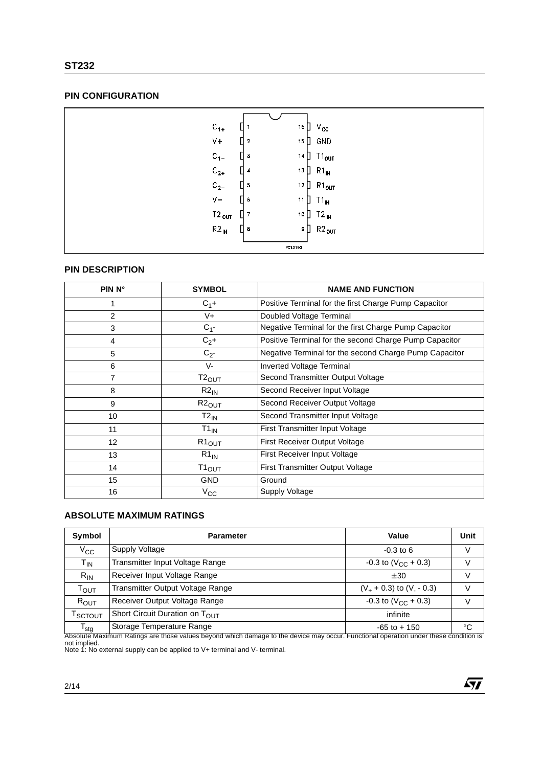## PIN CONFIGURATION

| | | | |
|---|---|---|---|
| $C_{1+}$ | 1 | 16 | $V_{CC}$ |
| V+ | 2 | 15 | GND |
| $C_{1-}$ | 3 | 14 | $T1_{OUT}$ |
| $C_{2+}$ | 4 | 13 | $R1_{IN}$ |
| $C_{2-}$ | 5 | 12 | $R1_{OUT}$ |
| V− | 6 | 11 | $T1_{IN}$ |
| $T2_{OUT}$ | 7 | 10 | $T2_{IN}$ |
| $R2_{IN}$ | 8 | 9 | $R2_{OUT}$ |

PC12190

## PIN DESCRIPTION

| PIN N° | SYMBOL | NAME AND FUNCTION |
|---|---|---|
| 1 | $C_1$+ | Positive Terminal for the first Charge Pump Capacitor |
| 2 | V+ | Doubled Voltage Terminal |
| 3 | $C_1$- | Negative Terminal for the first Charge Pump Capacitor |
| 4 | $C_2$+ | Positive Terminal for the second Charge Pump Capacitor |
| 5 | $C_2$- | Negative Terminal for the second Charge Pump Capacitor |
| 6 | V- | Inverted Voltage Terminal |
| 7 | $T2_{OUT}$ | Second Transmitter Output Voltage |
| 8 | $R2_{IN}$ | Second Receiver Input Voltage |
| 9 | $R2_{OUT}$ | Second Receiver Output Voltage |
| 10 | $T2_{IN}$ | Second Transmitter Input Voltage |
| 11 | $T1_{IN}$ | First Transmitter Input Voltage |
| 12 | $R1_{OUT}$ | First Receiver Output Voltage |
| 13 | $R1_{IN}$ | First Receiver Input Voltage |
| 14 | $T1_{OUT}$ | First Transmitter Output Voltage |
| 15 | GND | Ground |
| 16 | $V_{CC}$ | Supply Voltage |

## ABSOLUTE MAXIMUM RATINGS

| Symbol | Parameter | Value | Unit |
|---|---|---|---|
| $V_{CC}$ | Supply Voltage | -0.3 to 6 | V |
| $T_{IN}$ | Transmitter Input Voltage Range | -0.3 to ($V_{CC}$ + 0.3) | V |
| $R_{IN}$ | Receiver Input Voltage Range | ± 30 | V |
| $T_{OUT}$ | Transmitter Output Voltage Range | ($V_+$ + 0.3) to ($V_-$ - 0.3) | V |
| $R_{OUT}$ | Receiver Output Voltage Range | -0.3 to ($V_{CC}$ + 0.3) | V |
| $T_{SCTOUT}$ | Short Circuit Duration on $T_{OUT}$ | infinite | |
| $T_{stg}$ | Storage Temperature Range | -65 to + 150 | °C |

Absolute Maximum Ratings are those values beyond which damage to the device may occur. Functional operation under these condition is not implied.
Note 1: No external supply can be applied to V+ terminal and V- terminal.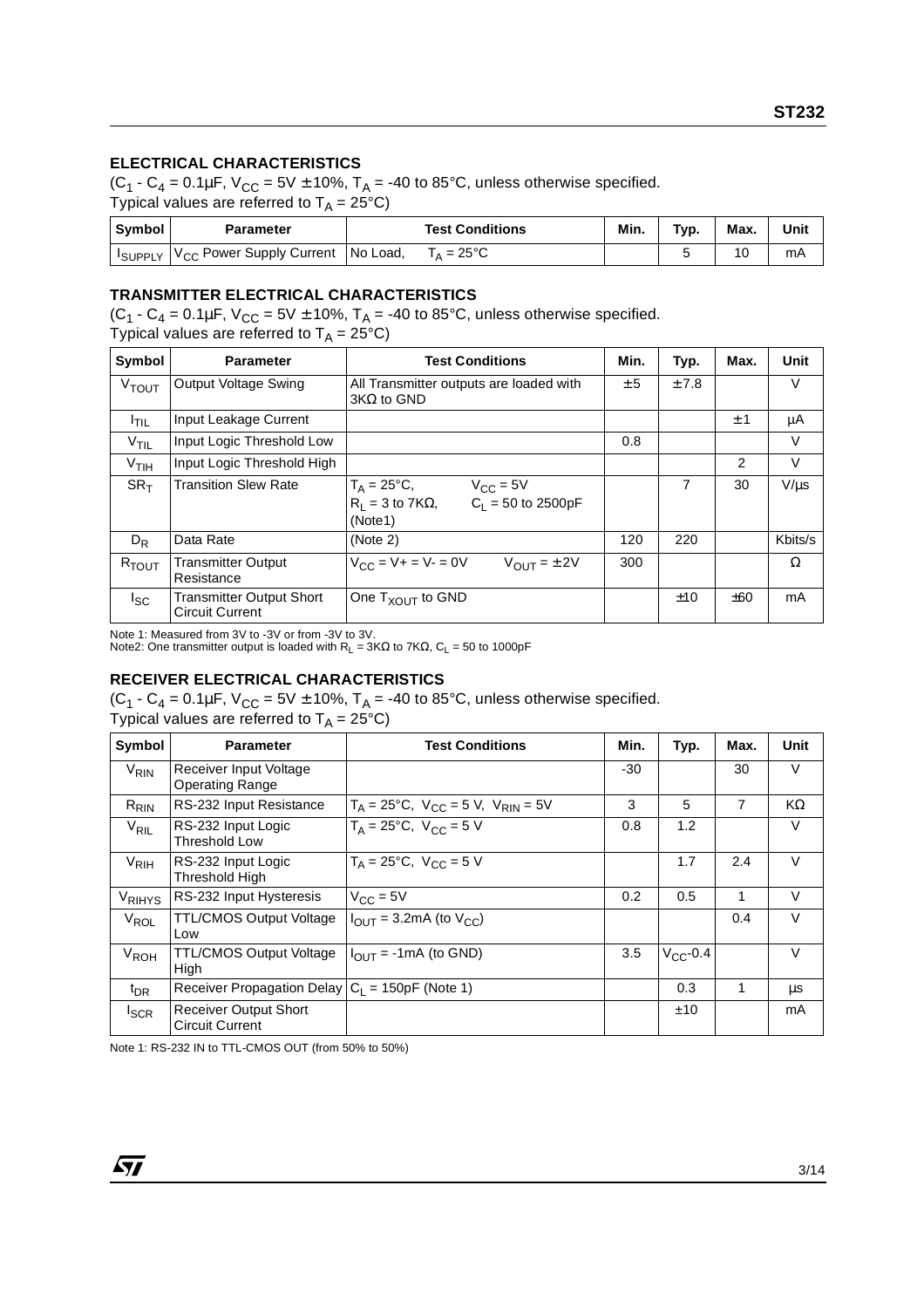## ELECTRICAL CHARACTERISTICS

($C_1$ - $C_4$ = 0.1µF, $V_{CC}$ = 5V ± 10%, $T_A$ = -40 to 85°C, unless otherwise specified.
Typical values are referred to $T_A$ = 25°C)

| Symbol | Parameter | Test Conditions | Min. | Typ. | Max. | Unit |
|---|---|---|---|---|---|---|
| $I_{SUPPLY}$ | $V_{CC}$ Power Supply Current | No Load, $T_A$ = 25°C | | 5 | 10 | mA |

## TRANSMITTER ELECTRICAL CHARACTERISTICS

($C_1$ - $C_4$ = 0.1µF, $V_{CC}$ = 5V ± 10%, $T_A$ = -40 to 85°C, unless otherwise specified.
Typical values are referred to $T_A$ = 25°C)

| Symbol | Parameter | Test Conditions | Min. | Typ. | Max. | Unit |
|---|---|---|---|---|---|---|
| $V_{TOUT}$ | Output Voltage Swing | All Transmitter outputs are loaded with 3KΩ to GND | ± 5 | ± 7.8 | | V |
| $I_{TIL}$ | Input Leakage Current | | | | ± 1 | µA |
| $V_{TIL}$ | Input Logic Threshold Low | | 0.8 | | | V |
| $V_{TIH}$ | Input Logic Threshold High | | | | 2 | V |
| $SR_T$ | Transition Slew Rate | $T_A$ = 25°C, $V_{CC}$ = 5V $R_L$ = 3 to 7KΩ, $C_L$ = 50 to 2500pF (Note1) | | 7 | 30 | V/µs |
| $D_R$ | Data Rate | (Note 2) | 120 | 220 | | Kbits/s |
| $R_{TOUT}$ | Transmitter Output Resistance | $V_{CC}$ = V+ = V- = 0V $V_{OUT}$ = ± 2V | 300 | | | Ω |
| $I_{SC}$ | Transmitter Output Short Circuit Current | One $T_{XOUT}$ to GND | | ±10 | ±60 | mA |

Note 1: Measured from 3V to -3V or from -3V to 3V.
Note2: One transmitter output is loaded with $R_L$ = 3KΩ to 7KΩ, $C_L$ = 50 to 1000pF

## RECEIVER ELECTRICAL CHARACTERISTICS

($C_1$ - $C_4$ = 0.1µF, $V_{CC}$ = 5V ± 10%, $T_A$ = -40 to 85°C, unless otherwise specified.
Typical values are referred to $T_A$ = 25°C)

| Symbol | Parameter | Test Conditions | Min. | Typ. | Max. | Unit |
|---|---|---|---|---|---|---|
| $V_{RIN}$ | Receiver Input Voltage Operating Range | | -30 | | 30 | V |
| $R_{RIN}$ | RS-232 Input Resistance | $T_A$ = 25°C, $V_{CC}$ = 5 V, $V_{RIN}$ = 5V | 3 | 5 | 7 | KΩ |
| $V_{RIL}$ | RS-232 Input Logic Threshold Low | $T_A$ = 25°C, $V_{CC}$ = 5 V | 0.8 | 1.2 | | V |
| $V_{RIH}$ | RS-232 Input Logic Threshold High | $T_A$ = 25°C, $V_{CC}$ = 5 V | | 1.7 | 2.4 | V |
| $V_{RIHYS}$ | RS-232 Input Hysteresis | $V_{CC}$ = 5V | 0.2 | 0.5 | 1 | V |
| $V_{ROL}$ | TTL/CMOS Output Voltage Low | $I_{OUT}$ = 3.2mA (to $V_{CC}$) | | | 0.4 | V |
| $V_{ROH}$ | TTL/CMOS Output Voltage High | $I_{OUT}$ = -1mA (to GND) | 3.5 | $V_{CC}$-0.4 | | V |
| $t_{DR}$ | Receiver Propagation Delay | $C_L$ = 150pF (Note 1) | | 0.3 | 1 | µs |
| $I_{SCR}$ | Receiver Output Short Circuit Current | | | ±10 | | mA |

Note 1: RS-232 IN to TTL-CMOS OUT (from 50% to 50%)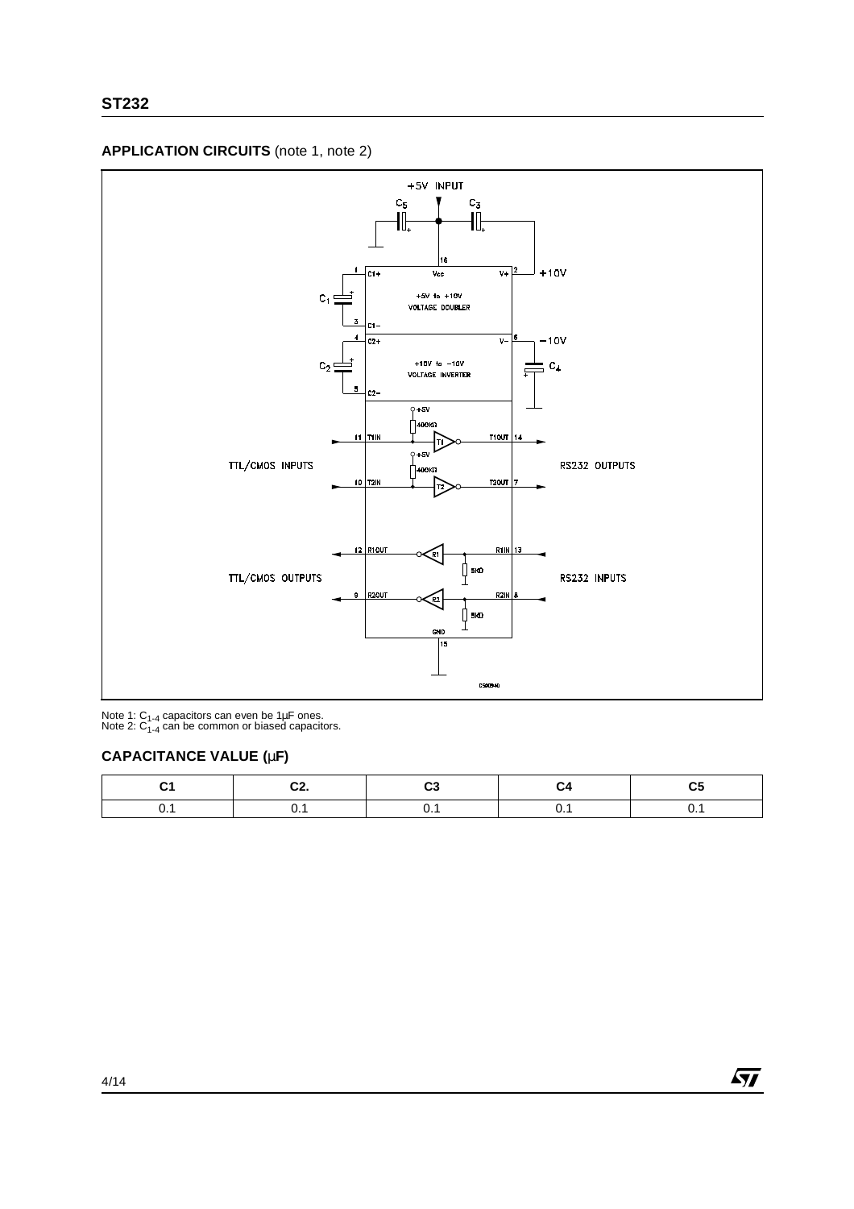## APPLICATION CIRCUITS (note 1, note 2)

Note 1: $C_{1-4}$ capacitors can even be 1µF ones.
Note 2: $C_{1-4}$ can be common or biased capacitors.

## CAPACITANCE VALUE (µF)

| C1 | C2. | C3 | C4 | C5 |
|---|---|---|---|---|
| 0.1 | 0.1 | 0.1 | 0.1 | 0.1 |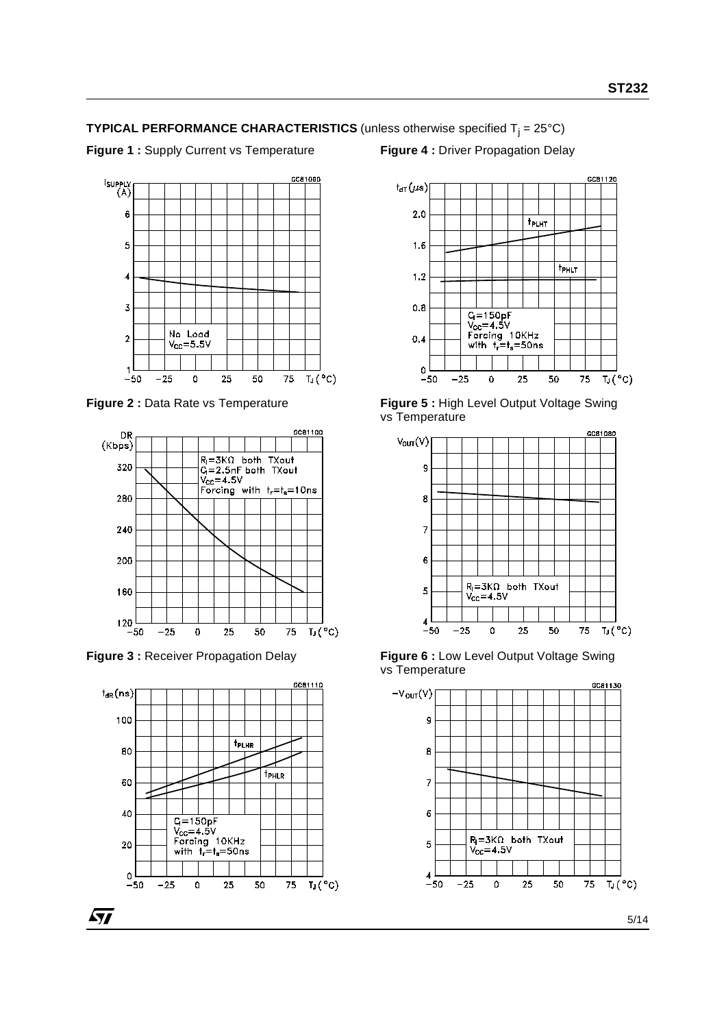**TYPICAL PERFORMANCE CHARACTERISTICS** (unless otherwise specified $T_j$ = 25°C)

**Figure 1 :** Supply Current vs Temperature

**Figure 2 :** Data Rate vs Temperature

**Figure 3 :** Receiver Propagation Delay

**Figure 4 :** Driver Propagation Delay

**Figure 5 :** High Level Output Voltage Swing vs Temperature

**Figure 6 :** Low Level Output Voltage Swing vs Temperature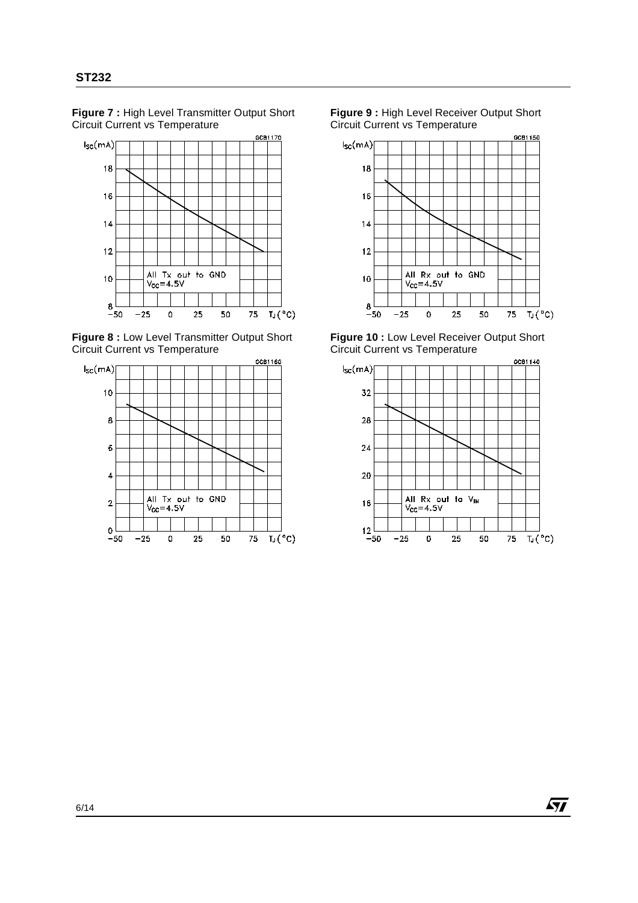**Figure 7 :** High Level Transmitter Output Short Circuit Current vs Temperature

**Figure 8 :** Low Level Transmitter Output Short Circuit Current vs Temperature

**Figure 9 :** High Level Receiver Output Short Circuit Current vs Temperature

**Figure 10 :** Low Level Receiver Output Short Circuit Current vs Temperature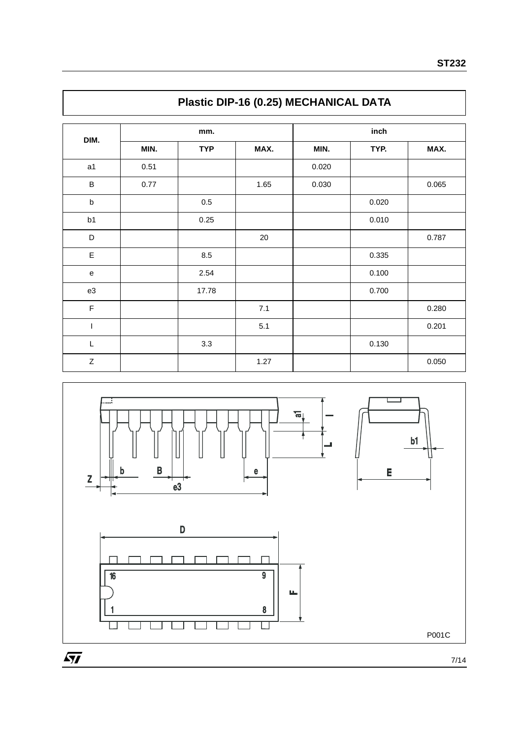## Plastic DIP-16 (0.25) MECHANICAL DATA

| DIM. | mm. | | | inch | | |
|---|---|---|---|---|---|---|
| | MIN. | TYP | MAX. | MIN. | TYP. | MAX. |
| a1 | 0.51 | | | 0.020 | | |
| B | 0.77 | | 1.65 | 0.030 | | 0.065 |
| b | | 0.5 | | | 0.020 | |
| b1 | | 0.25 | | | 0.010 | |
| D | | | 20 | | | 0.787 |
| E | | 8.5 | | | 0.335 | |
| e | | 2.54 | | | 0.100 | |
| e3 | | 17.78 | | | 0.700 | |
| F | | | 7.1 | | | 0.280 |
| I | | | 5.1 | | | 0.201 |
| L | | 3.3 | | | 0.130 | |
| Z | | | 1.27 | | | 0.050 |

P001C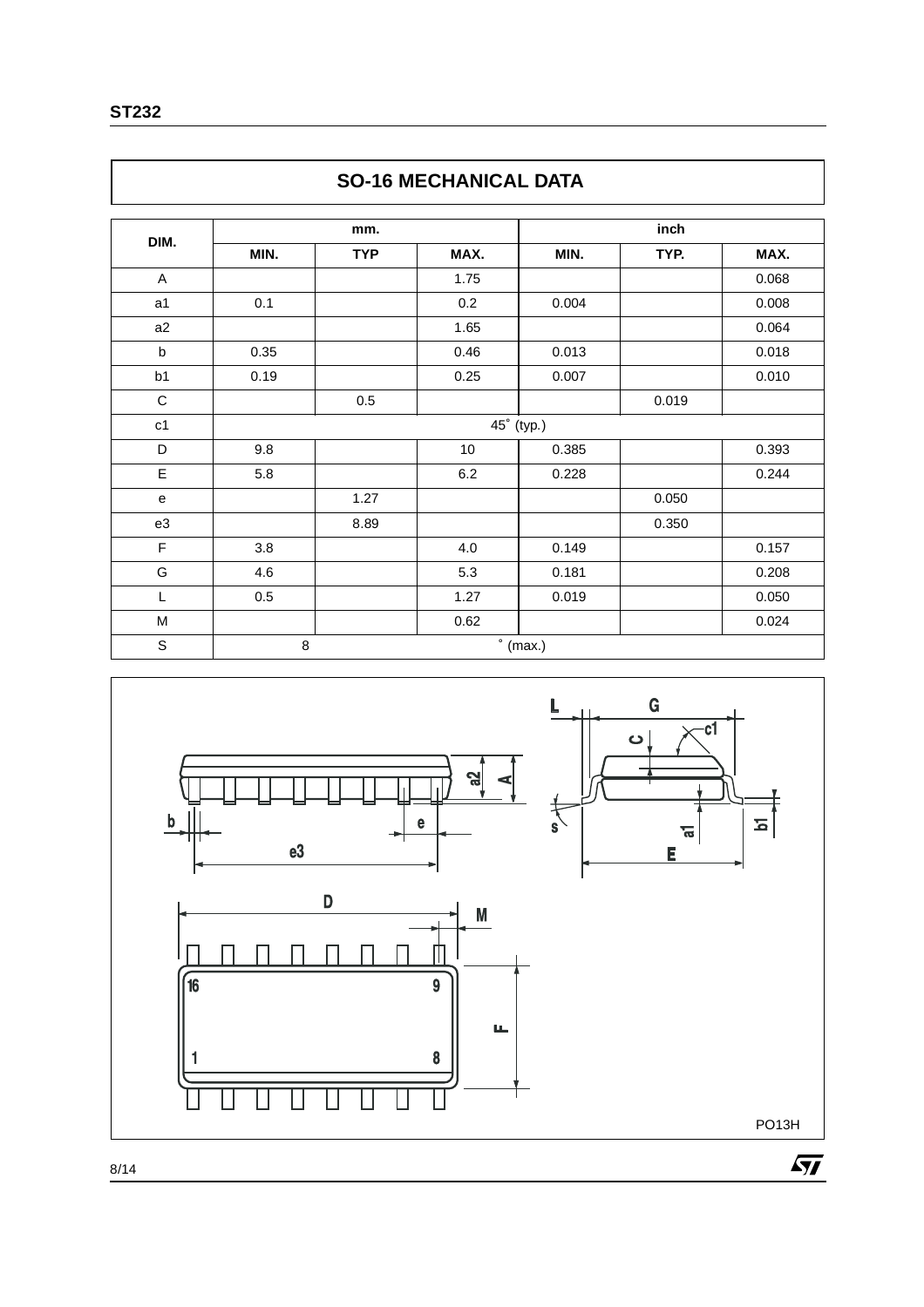## SO-16 MECHANICAL DATA

| DIM. | mm. | | | inch | | |
|---|---|---|---|---|---|---|
| | MIN. | TYP | MAX. | MIN. | TYP. | MAX. |
| A | | | 1.75 | | | 0.068 |
| a1 | 0.1 | | 0.2 | 0.004 | | 0.008 |
| a2 | | | 1.65 | | | 0.064 |
| b | 0.35 | | 0.46 | 0.013 | | 0.018 |
| b1 | 0.19 | | 0.25 | 0.007 | | 0.010 |
| C | | 0.5 | | | 0.019 | |
| c1 | 45° (typ.) | | | | | |
| D | 9.8 | | 10 | 0.385 | | 0.393 |
| E | 5.8 | | 6.2 | 0.228 | | 0.244 |
| e | | 1.27 | | | 0.050 | |
| e3 | | 8.89 | | | 0.350 | |
| F | 3.8 | | 4.0 | 0.149 | | 0.157 |
| G | 4.6 | | 5.3 | 0.181 | | 0.208 |
| L | 0.5 | | 1.27 | 0.019 | | 0.050 |
| M | | | 0.62 | | | 0.024 |
| S | 8° (max.) | | | | | |

PO13H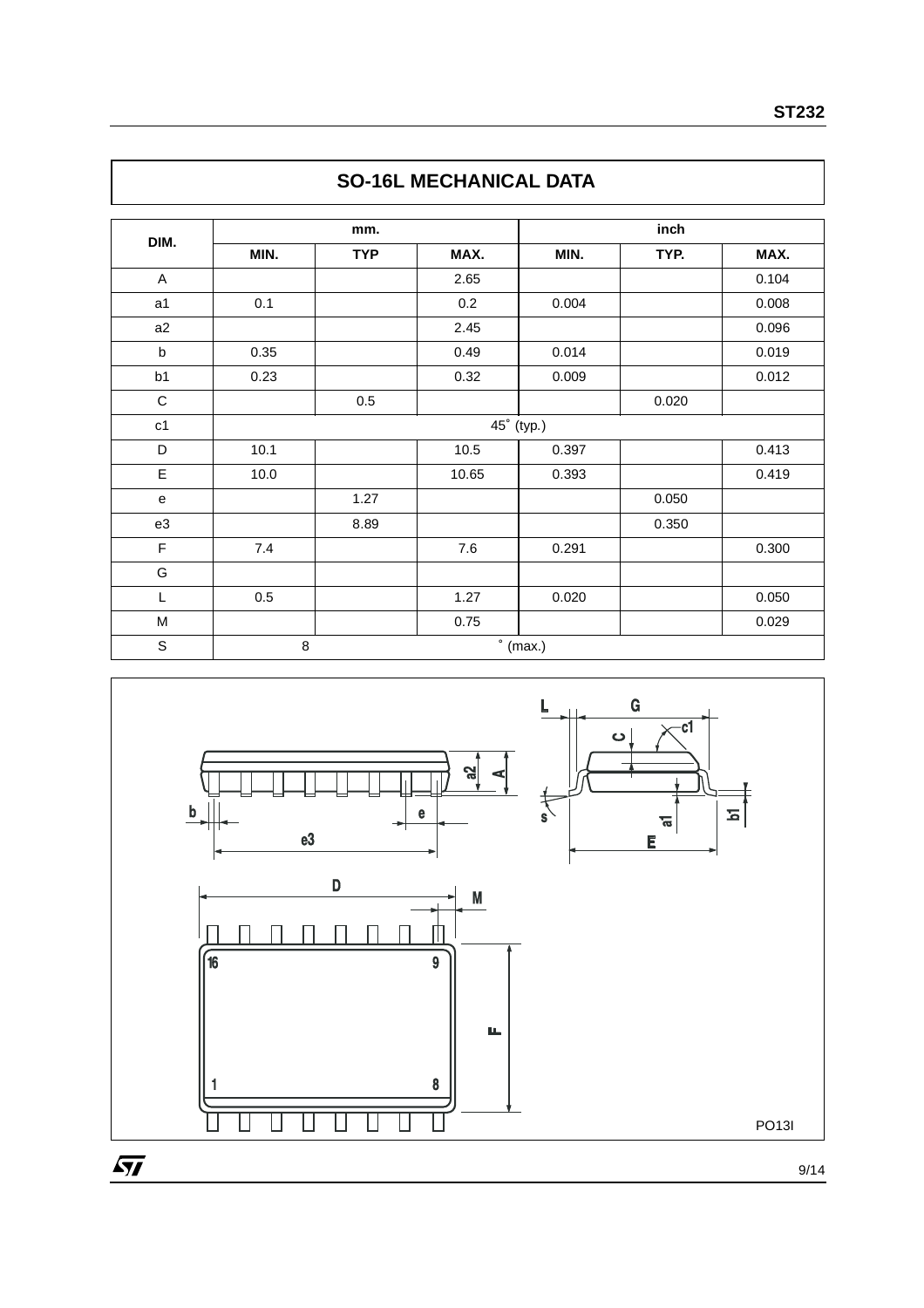# SO-16L MECHANICAL DATA

| DIM. | mm. | | | inch | | |
|---|---|---|---|---|---|---|
| | MIN. | TYP | MAX. | MIN. | TYP. | MAX. |
| A | | | 2.65 | | | 0.104 |
| a1 | 0.1 | | 0.2 | 0.004 | | 0.008 |
| a2 | | | 2.45 | | | 0.096 |
| b | 0.35 | | 0.49 | 0.014 | | 0.019 |
| b1 | 0.23 | | 0.32 | 0.009 | | 0.012 |
| C | | 0.5 | | | 0.020 | |
| c1 | 45° (typ.) | | | | | |
| D | 10.1 | | 10.5 | 0.397 | | 0.413 |
| E | 10.0 | | 10.65 | 0.393 | | 0.419 |
| e | | 1.27 | | | 0.050 | |
| e3 | | 8.89 | | | 0.350 | |
| F | 7.4 | | 7.6 | 0.291 | | 0.300 |
| G | | | | | | |
| L | 0.5 | | 1.27 | 0.020 | | 0.050 |
| M | | | 0.75 | | | 0.029 |
| S | 8° (max.) | | | | | |

PO13I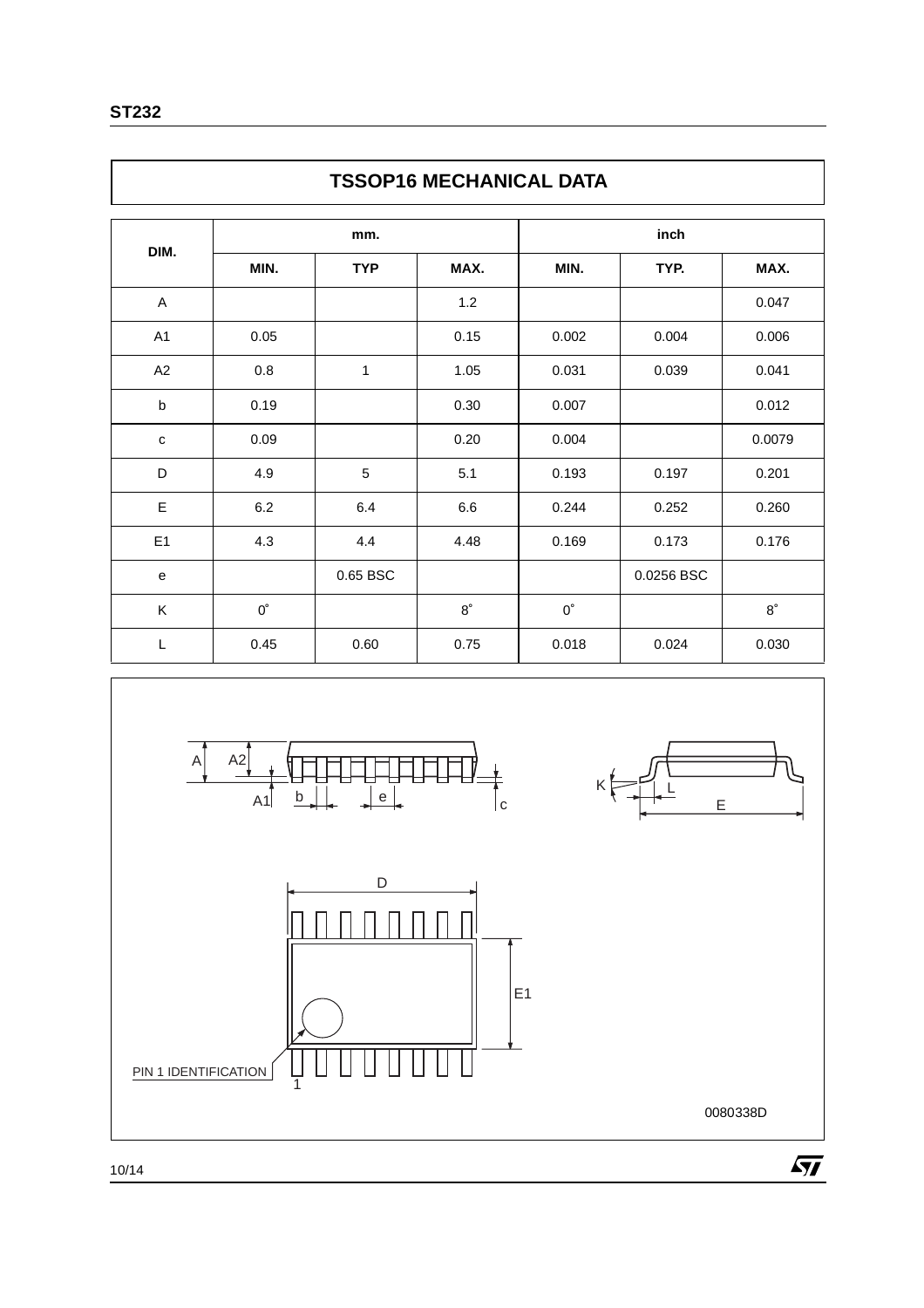# TSSOP16 MECHANICAL DATA

| DIM. | mm. | | | inch | | |
|---|---|---|---|---|---|---|
| | MIN. | TYP | MAX. | MIN. | TYP. | MAX. |
| A | | | 1.2 | | | 0.047 |
| A1 | 0.05 | | 0.15 | 0.002 | 0.004 | 0.006 |
| A2 | 0.8 | 1 | 1.05 | 0.031 | 0.039 | 0.041 |
| b | 0.19 | | 0.30 | 0.007 | | 0.012 |
| c | 0.09 | | 0.20 | 0.004 | | 0.0079 |
| D | 4.9 | 5 | 5.1 | 0.193 | 0.197 | 0.201 |
| E | 6.2 | 6.4 | 6.6 | 0.244 | 0.252 | 0.260 |
| E1 | 4.3 | 4.4 | 4.48 | 0.169 | 0.173 | 0.176 |
| e | | 0.65 BSC | | | 0.0256 BSC | |
| K | 0° | | 8° | 0° | | 8° |
| L | 0.45 | 0.60 | 0.75 | 0.018 | 0.024 | 0.030 |

0080338D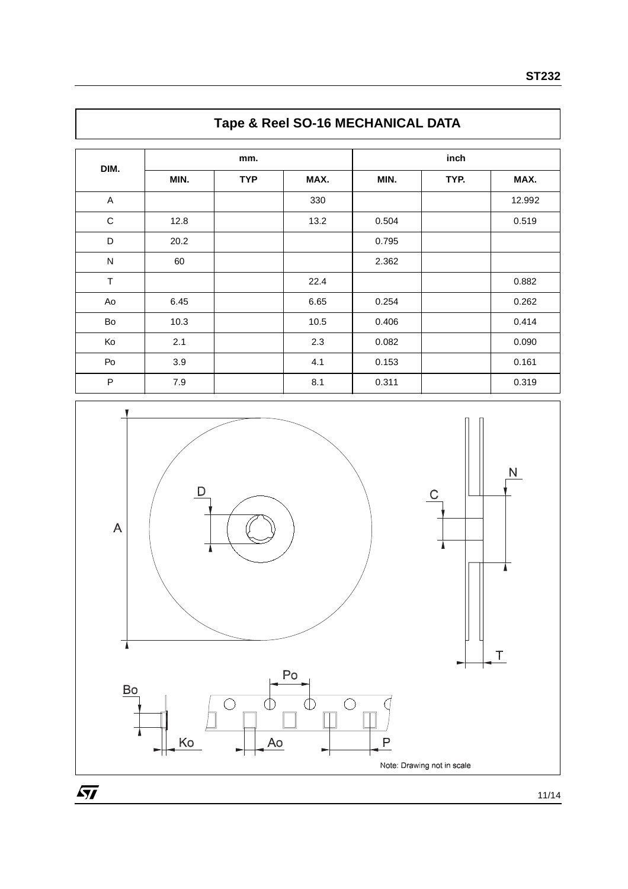## Tape & Reel SO-16 MECHANICAL DATA

| DIM. | mm. | | | inch | | |
|---|---|---|---|---|---|---|
| | MIN. | TYP | MAX. | MIN. | TYP. | MAX. |
| A | | | 330 | | | 12.992 |
| C | 12.8 | | 13.2 | 0.504 | | 0.519 |
| D | 20.2 | | | 0.795 | | |
| N | 60 | | | 2.362 | | |
| T | | | 22.4 | | | 0.882 |
| Ao | 6.45 | | 6.65 | 0.254 | | 0.262 |
| Bo | 10.3 | | 10.5 | 0.406 | | 0.414 |
| Ko | 2.1 | | 2.3 | 0.082 | | 0.090 |
| Po | 3.9 | | 4.1 | 0.153 | | 0.161 |
| P | 7.9 | | 8.1 | 0.311 | | 0.319 |

Note: Drawing not in scale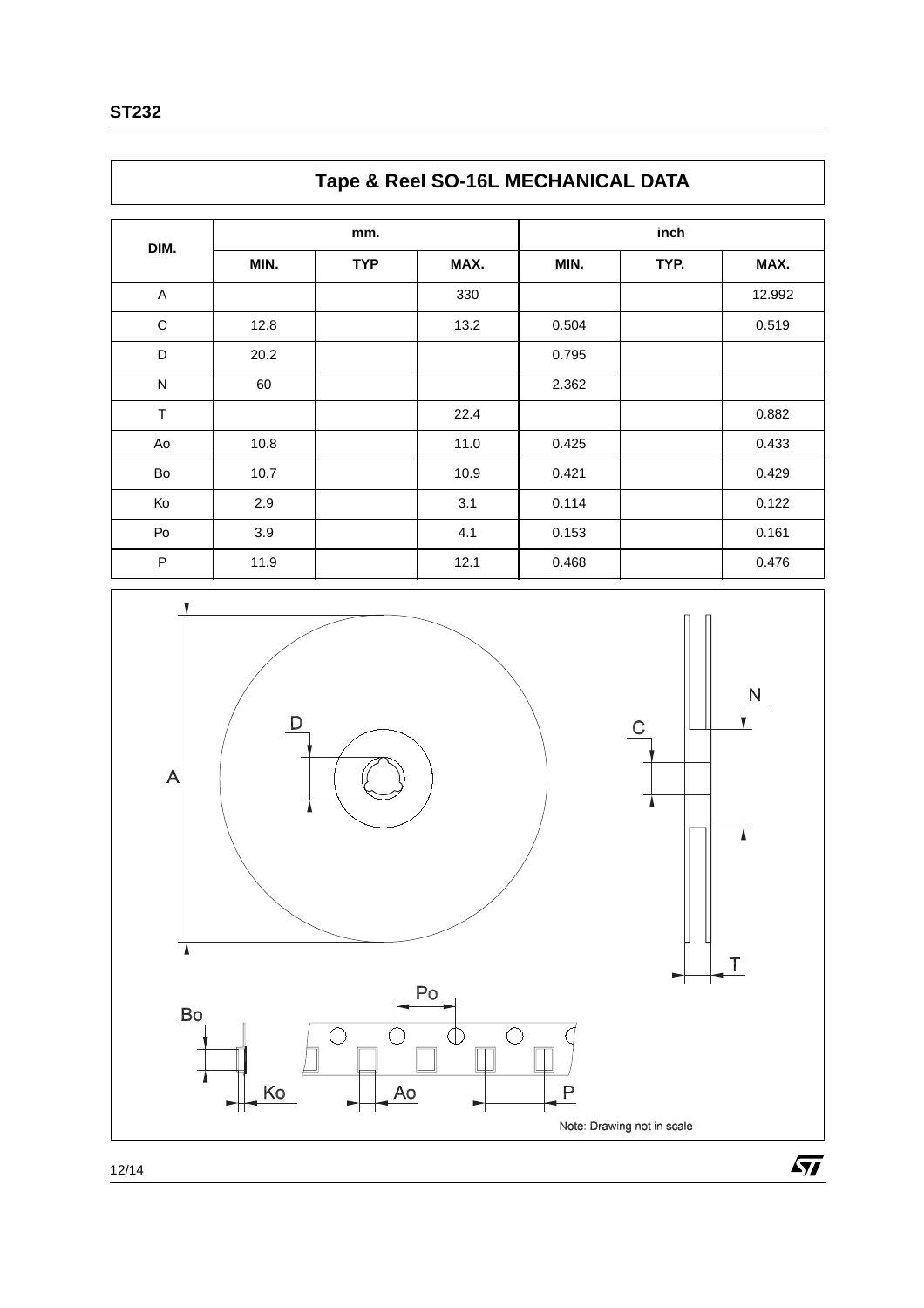## Tape & Reel SO-16L MECHANICAL DATA

| DIM. | mm. | | | inch | | |
|---|---|---|---|---|---|---|
| | MIN. | TYP | MAX. | MIN. | TYP. | MAX. |
| A | | | 330 | | | 12.992 |
| C | 12.8 | | 13.2 | 0.504 | | 0.519 |
| D | 20.2 | | | 0.795 | | |
| N | 60 | | | 2.362 | | |
| T | | | 22.4 | | | 0.882 |
| Ao | 10.8 | | 11.0 | 0.425 | | 0.433 |
| Bo | 10.7 | | 10.9 | 0.421 | | 0.429 |
| Ko | 2.9 | | 3.1 | 0.114 | | 0.122 |
| Po | 3.9 | | 4.1 | 0.153 | | 0.161 |
| P | 11.9 | | 12.1 | 0.468 | | 0.476 |

Note: Drawing not in scale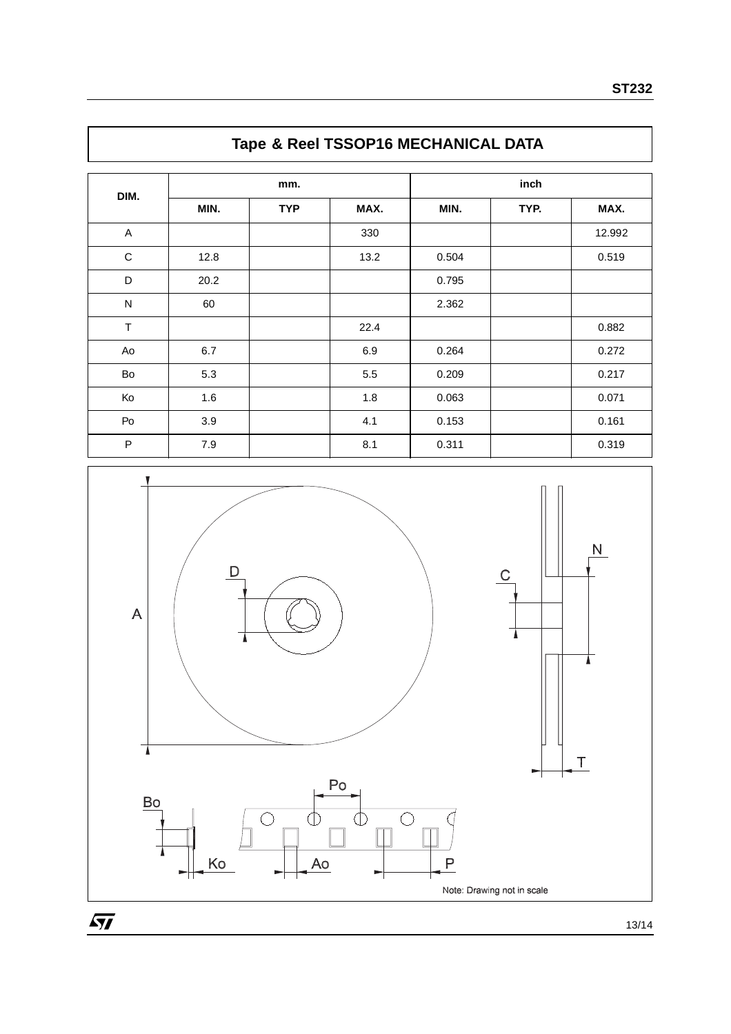## Tape & Reel TSSOP16 MECHANICAL DATA

| DIM. | mm. | | | inch | | |
|---|---|---|---|---|---|---|
| | MIN. | TYP | MAX. | MIN. | TYP. | MAX. |
| A | | | 330 | | | 12.992 |
| C | 12.8 | | 13.2 | 0.504 | | 0.519 |
| D | 20.2 | | | 0.795 | | |
| N | 60 | | | 2.362 | | |
| T | | | 22.4 | | | 0.882 |
| Ao | 6.7 | | 6.9 | 0.264 | | 0.272 |
| Bo | 5.3 | | 5.5 | 0.209 | | 0.217 |
| Ko | 1.6 | | 1.8 | 0.063 | | 0.071 |
| Po | 3.9 | | 4.1 | 0.153 | | 0.161 |
| P | 7.9 | | 8.1 | 0.311 | | 0.319 |

Note: Drawing not in scale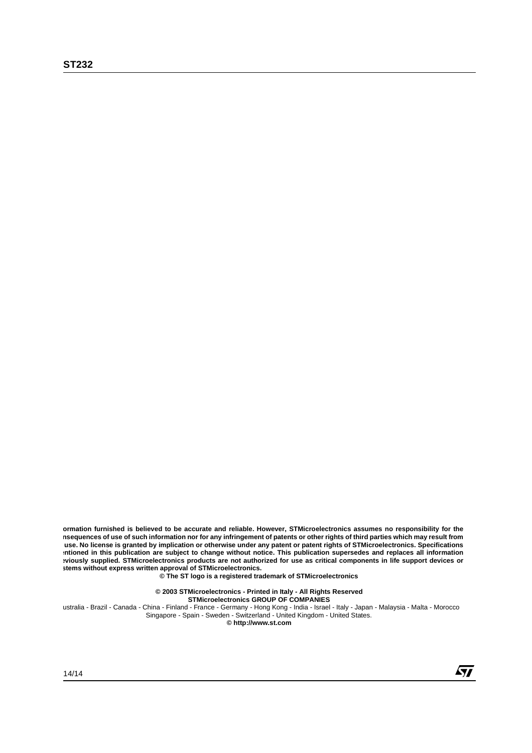ormation furnished is believed to be accurate and reliable. However, STMicroelectronics assumes no responsibility for the nsequences of use of such information nor for any infringement of patents or other rights of third parties which may result from use. No license is granted by implication or otherwise under any patent or patent rights of STMicroelectronics. Specifications entioned in this publication are subject to change without notice. This publication supersedes and replaces all information eviously supplied. STMicroelectronics products are not authorized for use as critical components in life support devices or stems without express written approval of STMicroelectronics.

**© The ST logo is a registered trademark of STMicroelectronics**

**© 2003 STMicroelectronics - Printed in Italy - All Rights Reserved**

**STMicroelectronics GROUP OF COMPANIES**

ustralia - Brazil - Canada - China - Finland - France - Germany - Hong Kong - India - Israel - Italy - Japan - Malaysia - Malta - Morocco Singapore - Spain - Sweden - Switzerland - United Kingdom - United States.

**© http://www.st.com**